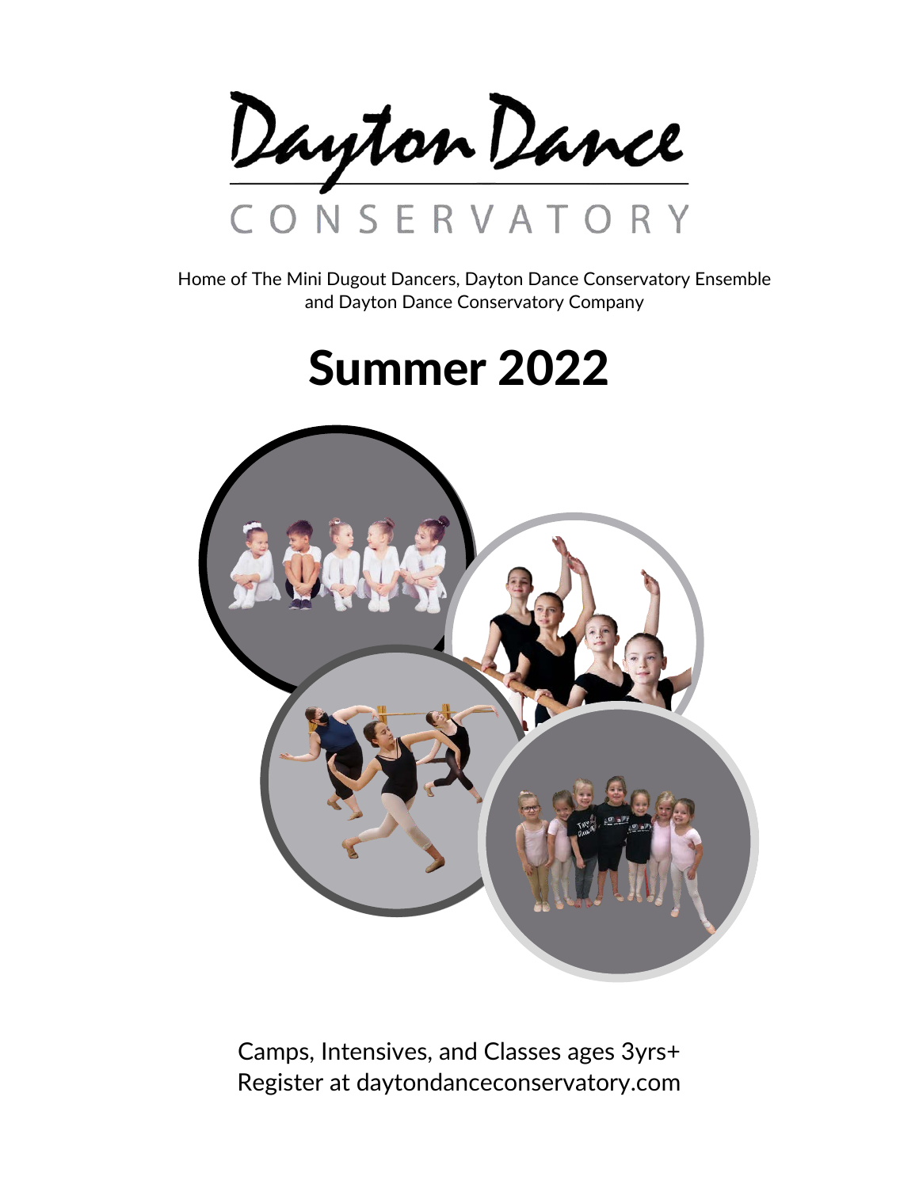# Dayton Dance

CONSERVATORY

Home of The Mini Dugout Dancers, Dayton Dance Conservatory Ensemble and Dayton Dance Conservatory Company

## Summer 2022

Camps, Intensives, and Classes ages 3yrs+
Register at daytondanceconservatory.com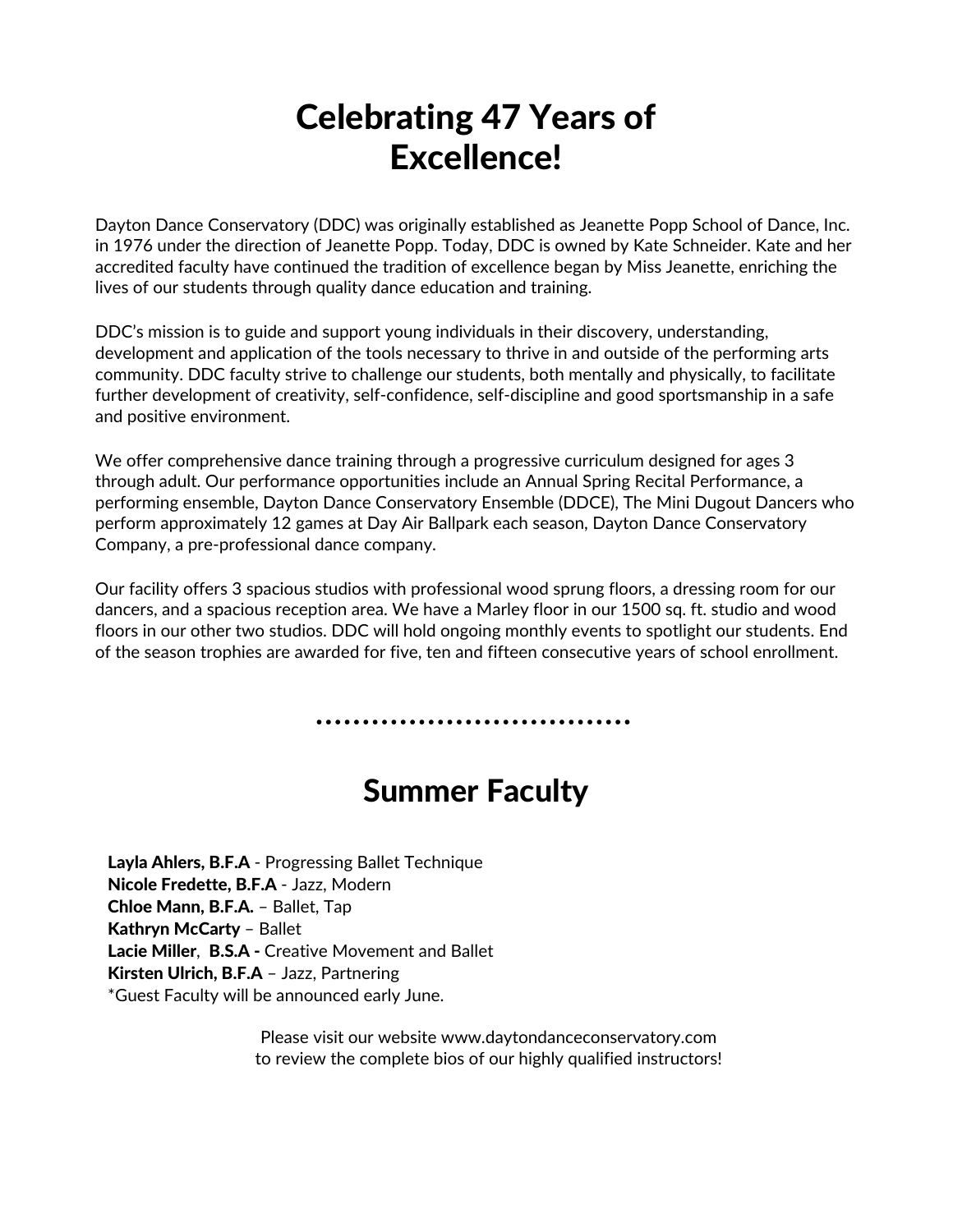# Celebrating 47 Years of Excellence!

Dayton Dance Conservatory (DDC) was originally established as Jeanette Popp School of Dance, Inc. in 1976 under the direction of Jeanette Popp. Today, DDC is owned by Kate Schneider. Kate and her accredited faculty have continued the tradition of excellence began by Miss Jeanette, enriching the lives of our students through quality dance education and training.

DDC's mission is to guide and support young individuals in their discovery, understanding, development and application of the tools necessary to thrive in and outside of the performing arts community. DDC faculty strive to challenge our students, both mentally and physically, to facilitate further development of creativity, self-confidence, self-discipline and good sportsmanship in a safe and positive environment.

We offer comprehensive dance training through a progressive curriculum designed for ages 3 through adult. Our performance opportunities include an Annual Spring Recital Performance, a performing ensemble, Dayton Dance Conservatory Ensemble (DDCE), The Mini Dugout Dancers who perform approximately 12 games at Day Air Ballpark each season, Dayton Dance Conservatory Company, a pre-professional dance company.

Our facility offers 3 spacious studios with professional wood sprung floors, a dressing room for our dancers, and a spacious reception area. We have a Marley floor in our 1500 sq. ft. studio and wood floors in our other two studios. DDC will hold ongoing monthly events to spotlight our students. End of the season trophies are awarded for five, ten and fifteen consecutive years of school enrollment.

# Summer Faculty

**Layla Ahlers, B.F.A** - Progressing Ballet Technique
**Nicole Fredette, B.F.A** - Jazz, Modern
**Chloe Mann, B.F.A.** – Ballet, Tap
**Kathryn McCarty** – Ballet
**Lacie Miller**, **B.S.A -** Creative Movement and Ballet
**Kirsten Ulrich, B.F.A** – Jazz, Partnering
*Guest Faculty will be announced early June.

Please visit our website www.daytondanceconservatory.com
to review the complete bios of our highly qualified instructors!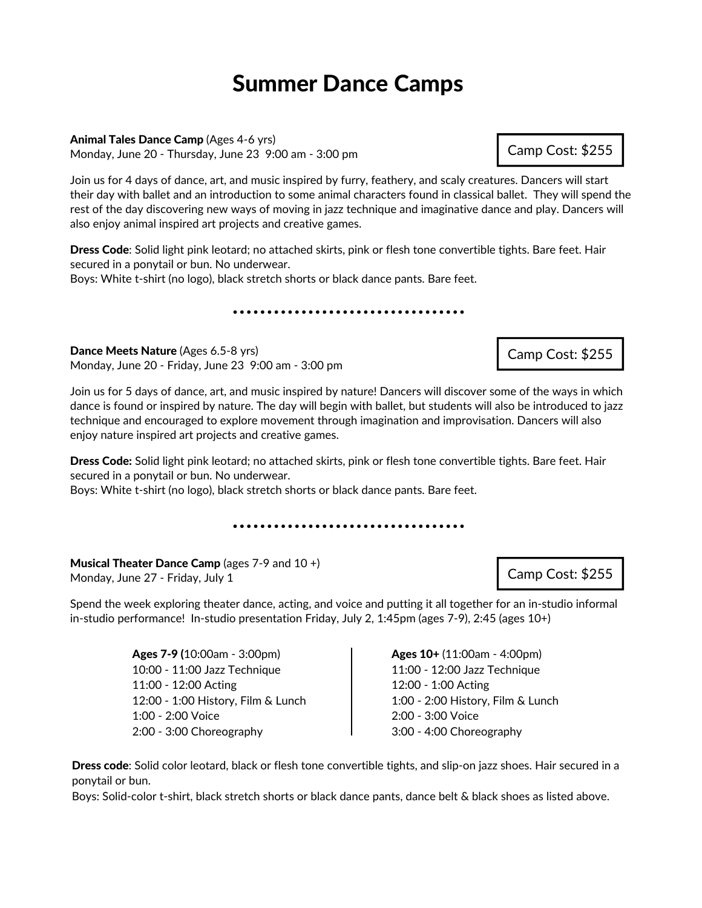# Summary Dance Camps

**Animal Tales Dance Camp** (Ages 4-6 yrs)
Monday, June 20 - Thursday, June 23  9:00 am - 3:00 pm

Camp Cost: $255

Join us for 4 days of dance, art, and music inspired by furry, feathery, and scaly creatures. Dancers will start their day with ballet and an introduction to some animal characters found in classical ballet.  They will spend the rest of the day discovering new ways of moving in jazz technique and imaginative dance and play. Dancers will also enjoy animal inspired art projects and creative games.

**Dress Code**: Solid light pink leotard; no attached skirts, pink or flesh tone convertible tights. Bare feet. Hair secured in a ponytail or bun. No underwear.
Boys: White t-shirt (no logo), black stretch shorts or black dance pants. Bare feet.

••••••••••••••••••••••••••••••••

**Dance Meets Nature** (Ages 6.5-8 yrs)
Monday, June 20 - Friday, June 23  9:00 am - 3:00 pm

Camp Cost: $255

Join us for 5 days of dance, art, and music inspired by nature! Dancers will discover some of the ways in which dance is found or inspired by nature. The day will begin with ballet, but students will also be introduced to jazz technique and encouraged to explore movement through imagination and improvisation. Dancers will also enjoy nature inspired art projects and creative games.

**Dress Code:** Solid light pink leotard; no attached skirts, pink or flesh tone convertible tights. Bare feet. Hair secured in a ponytail or bun. No underwear.
Boys: White t-shirt (no logo), black stretch shorts or black dance pants. Bare feet.

••••••••••••••••••••••••••••••••

**Musical Theater Dance Camp** (ages 7-9 and 10 +)
Monday, June 27 - Friday, July 1

Camp Cost: $255

Spend the week exploring theater dance, acting, and voice and putting it all together for an in-studio informal in-studio performance!  In-studio presentation Friday, July 2, 1:45pm (ages 7-9), 2:45 (ages 10+)

| **Ages 7-9** (10:00am - 3:00pm) | **Ages 10+** (11:00am - 4:00pm) |
|---|---|
| 10:00 - 11:00 Jazz Technique | 11:00 - 12:00 Jazz Technique |
| 11:00 - 12:00 Acting | 12:00 - 1:00 Acting |
| 12:00 - 1:00 History, Film & Lunch | 1:00 - 2:00 History, Film & Lunch |
| 1:00 - 2:00 Voice | 2:00 - 3:00 Voice |
| 2:00 - 3:00 Choreography | 3:00 - 4:00 Choreography |

**Dress code**: Solid color leotard, black or flesh tone convertible tights, and slip-on jazz shoes. Hair secured in a ponytail or bun.
Boys: Solid-color t-shirt, black stretch shorts or black dance pants, dance belt & black shoes as listed above.

# Summer Dance Camps

**Animal Tales Dance Camp** (Ages 4-6 yrs)
Monday, June 20 - Thursday, June 23  9:00 am - 3:00 pm

Camp Cost: $255

Join us for 4 days of dance, art, and music inspired by furry, feathery, and scaly creatures. Dancers will start their day with ballet and an introduction to some animal characters found in classical ballet.  They will spend the rest of the day discovering new ways of moving in jazz technique and imaginative dance and play. Dancers will also enjoy animal inspired art projects and creative games.

**Dress Code**: Solid light pink leotard; no attached skirts, pink or flesh tone convertible tights. Bare feet. Hair secured in a ponytail or bun. No underwear.
Boys: White t-shirt (no logo), black stretch shorts or black dance pants. Bare feet.

••••••••••••••••••••••••••••••••

**Dance Meets Nature** (Ages 6.5-8 yrs)
Monday, June 20 - Friday, June 23  9:00 am - 3:00 pm

Camp Cost: $255

Join us for 5 days of dance, art, and music inspired by nature! Dancers will discover some of the ways in which dance is found or inspired by nature. The day will begin with ballet, but students will also be introduced to jazz technique and encouraged to explore movement through imagination and improvisation. Dancers will also enjoy nature inspired art projects and creative games.

**Dress Code:** Solid light pink leotard; no attached skirts, pink or flesh tone convertible tights. Bare feet. Hair secured in a ponytail or bun. No underwear.
Boys: White t-shirt (no logo), black stretch shorts or black dance pants. Bare feet.

••••••••••••••••••••••••••••••••

**Musical Theater Dance Camp** (ages 7-9 and 10 +)
Monday, June 27 - Friday, July 1

Camp Cost: $255

Spend the week exploring theater dance, acting, and voice and putting it all together for an in-studio informal in-studio performance!  In-studio presentation Friday, July 2, 1:45pm (ages 7-9), 2:45 (ages 10+)

| **Ages 7-9** (10:00am - 3:00pm) | **Ages 10+** (11:00am - 4:00pm) |
|---|---|
| 10:00 - 11:00 Jazz Technique | 11:00 - 12:00 Jazz Technique |
| 11:00 - 12:00 Acting | 12:00 - 1:00 Acting |
| 12:00 - 1:00 History, Film & Lunch | 1:00 - 2:00 History, Film & Lunch |
| 1:00 - 2:00 Voice | 2:00 - 3:00 Voice |
| 2:00 - 3:00 Choreography | 3:00 - 4:00 Choreography |

**Dress code**: Solid color leotard, black or flesh tone convertible tights, and slip-on jazz shoes. Hair secured in a ponytail or bun.
Boys: Solid-color t-shirt, black stretch shorts or black dance pants, dance belt & black shoes as listed above.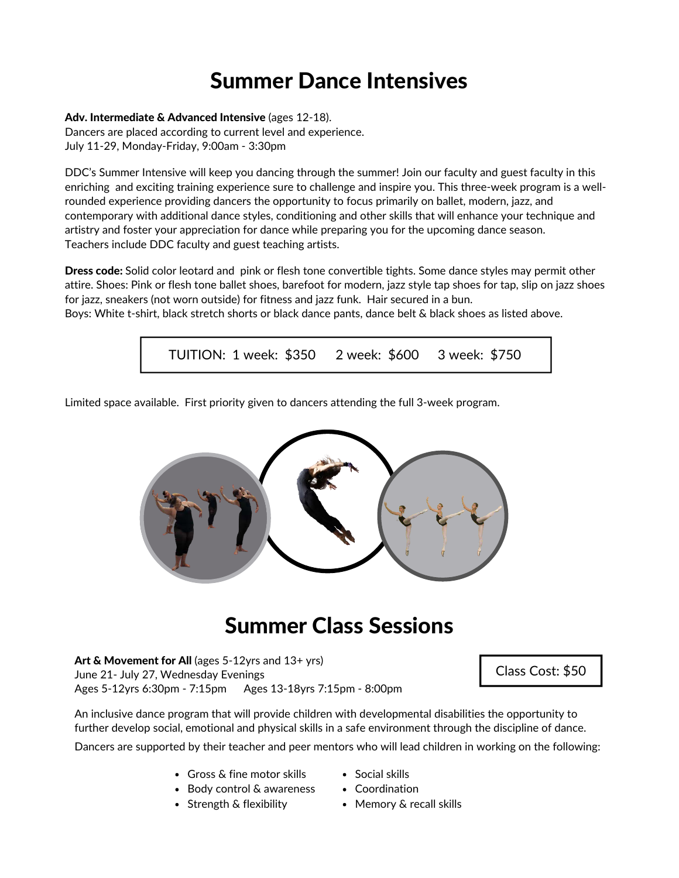# Summer Dance Intensives

**Adv. Intermediate & Advanced Intensive** (ages 12-18).
Dancers are placed according to current level and experience.
July 11-29, Monday-Friday, 9:00am - 3:30pm

DDC's Summer Intensive will keep you dancing through the summer! Join our faculty and guest faculty in this enriching and exciting training experience sure to challenge and inspire you. This three-week program is a well-rounded experience providing dancers the opportunity to focus primarily on ballet, modern, jazz, and contemporary with additional dance styles, conditioning and other skills that will enhance your technique and artistry and foster your appreciation for dance while preparing you for the upcoming dance season.
Teachers include DDC faculty and guest teaching artists.

**Dress code:** Solid color leotard and pink or flesh tone convertible tights. Some dance styles may permit other attire. Shoes: Pink or flesh tone ballet shoes, barefoot for modern, jazz style tap shoes for tap, slip on jazz shoes for jazz, sneakers (not worn outside) for fitness and jazz funk. Hair secured in a bun.
Boys: White t-shirt, black stretch shorts or black dance pants, dance belt & black shoes as listed above.

TUITION: 1 week: $350 2 week: $600 3 week: $750

Limited space available. First priority given to dancers attending the full 3-week program.

# Summer Class Sessions

**Art & Movement for All** (ages 5-12yrs and 13+ yrs)
June 21- July 27, Wednesday Evenings
Ages 5-12yrs 6:30pm - 7:15pm Ages 13-18yrs 7:15pm - 8:00pm

Class Cost: $50

An inclusive dance program that will provide children with developmental disabilities the opportunity to further develop social, emotional and physical skills in a safe environment through the discipline of dance.

Dancers are supported by their teacher and peer mentors who will lead children in working on the following:

- Gross & fine motor skills
- Body control & awareness
- Strength & flexibility
- Social skills
- Coordination
- Memory & recall skills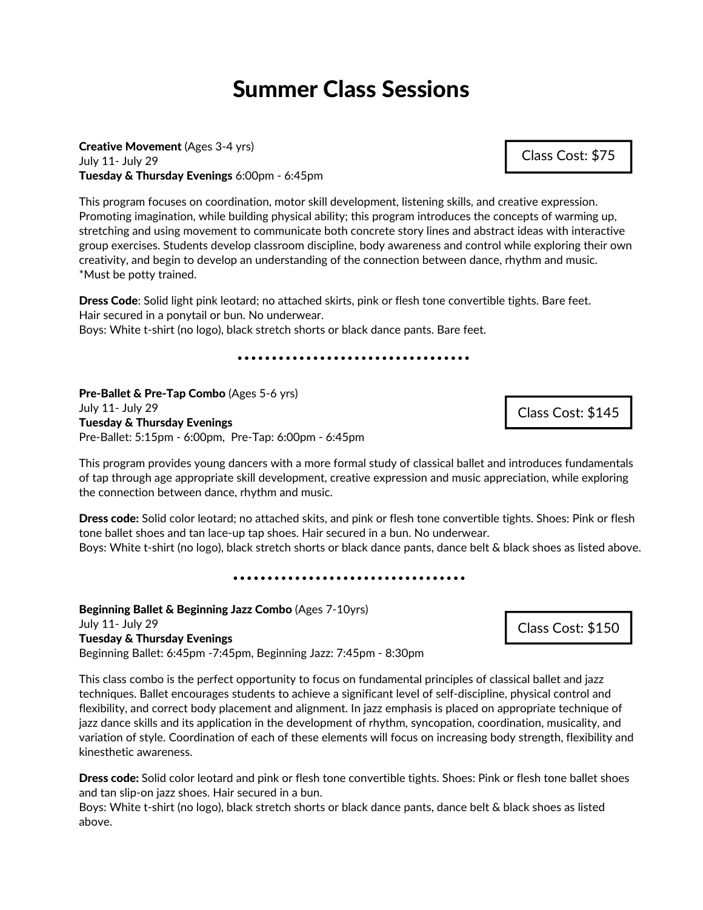# Summer Class Sessions

**Creative Movement** (Ages 3-4 yrs)
July 11- July 29
**Tuesday & Thursday Evenings** 6:00pm - 6:45pm

Class Cost: $75

This program focuses on coordination, motor skill development, listening skills, and creative expression. Promoting imagination, while building physical ability; this program introduces the concepts of warming up, stretching and using movement to communicate both concrete story lines and abstract ideas with interactive group exercises. Students develop classroom discipline, body awareness and control while exploring their own creativity, and begin to develop an understanding of the connection between dance, rhythm and music. *Must be potty trained.

**Dress Code**: Solid light pink leotard; no attached skirts, pink or flesh tone convertible tights. Bare feet. Hair secured in a ponytail or bun. No underwear.
Boys: White t-shirt (no logo), black stretch shorts or black dance pants. Bare feet.

---

**Pre-Ballet & Pre-Tap Combo** (Ages 5-6 yrs)
July 11- July 29
**Tuesday & Thursday Evenings**
Pre-Ballet: 5:15pm - 6:00pm, Pre-Tap: 6:00pm - 6:45pm

Class Cost: $145

This program provides young dancers with a more formal study of classical ballet and introduces fundamentals of tap through age appropriate skill development, creative expression and music appreciation, while exploring the connection between dance, rhythm and music.

**Dress code:** Solid color leotard; no attached skits, and pink or flesh tone convertible tights. Shoes: Pink or flesh tone ballet shoes and tan lace-up tap shoes. Hair secured in a bun. No underwear.
Boys: White t-shirt (no logo), black stretch shorts or black dance pants, dance belt & black shoes as listed above.

---

**Beginning Ballet & Beginning Jazz Combo** (Ages 7-10yrs)
July 11- July 29
**Tuesday & Thursday Evenings**
Beginning Ballet: 6:45pm -7:45pm, Beginning Jazz: 7:45pm - 8:30pm

Class Cost: $150

This class combo is the perfect opportunity to focus on fundamental principles of classical ballet and jazz techniques. Ballet encourages students to achieve a significant level of self-discipline, physical control and flexibility, and correct body placement and alignment. In jazz emphasis is placed on appropriate technique of jazz dance skills and its application in the development of rhythm, syncopation, coordination, musicality, and variation of style. Coordination of each of these elements will focus on increasing body strength, flexibility and kinesthetic awareness.

**Dress code:** Solid color leotard and pink or flesh tone convertible tights. Shoes: Pink or flesh tone ballet shoes and tan slip-on jazz shoes. Hair secured in a bun.
Boys: White t-shirt (no logo), black stretch shorts or black dance pants, dance belt & black shoes as listed above.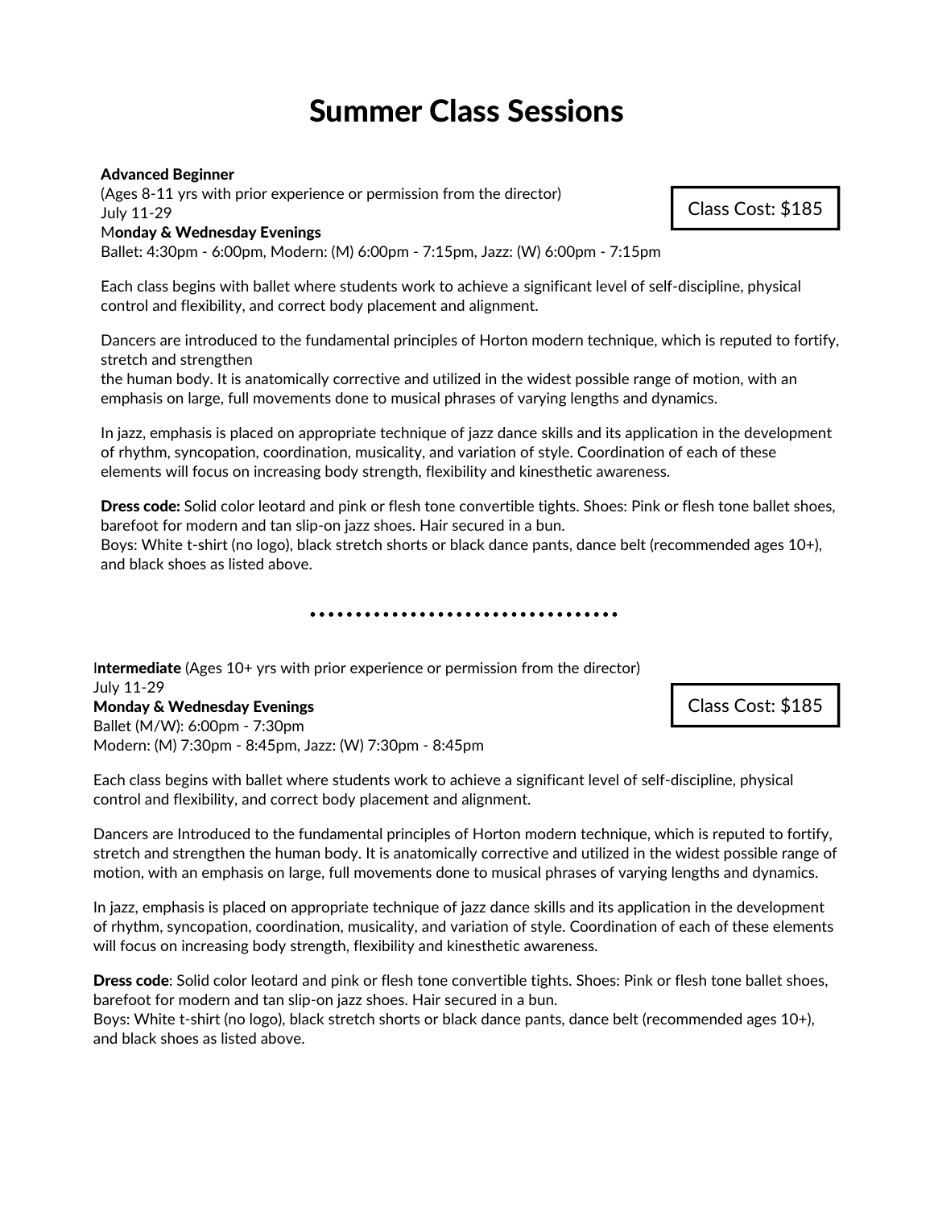# Summer Class Sessions

**Advanced Beginner**
(Ages 8-11 yrs with prior experience or permission from the director)
July 11-29
**Monday & Wednesday Evenings**
Ballet: 4:30pm - 6:00pm, Modern: (M) 6:00pm - 7:15pm, Jazz: (W) 6:00pm - 7:15pm

Class Cost: $185

Each class begins with ballet where students work to achieve a significant level of self-discipline, physical control and flexibility, and correct body placement and alignment.

Dancers are introduced to the fundamental principles of Horton modern technique, which is reputed to fortify, stretch and strengthen the human body. It is anatomically corrective and utilized in the widest possible range of motion, with an emphasis on large, full movements done to musical phrases of varying lengths and dynamics.

In jazz, emphasis is placed on appropriate technique of jazz dance skills and its application in the development of rhythm, syncopation, coordination, musicality, and variation of style. Coordination of each of these elements will focus on increasing body strength, flexibility and kinesthetic awareness.

**Dress code:** Solid color leotard and pink or flesh tone convertible tights. Shoes: Pink or flesh tone ballet shoes, barefoot for modern and tan slip-on jazz shoes. Hair secured in a bun.
Boys: White t-shirt (no logo), black stretch shorts or black dance pants, dance belt (recommended ages 10+), and black shoes as listed above.

---

**Intermediate** (Ages 10+ yrs with prior experience or permission from the director)
July 11-29
**Monday & Wednesday Evenings**
Ballet (M/W): 6:00pm - 7:30pm
Modern: (M) 7:30pm - 8:45pm, Jazz: (W) 7:30pm - 8:45pm

Class Cost: $185

Each class begins with ballet where students work to achieve a significant level of self-discipline, physical control and flexibility, and correct body placement and alignment.

Dancers are Introduced to the fundamental principles of Horton modern technique, which is reputed to fortify, stretch and strengthen the human body. It is anatomically corrective and utilized in the widest possible range of motion, with an emphasis on large, full movements done to musical phrases of varying lengths and dynamics.

In jazz, emphasis is placed on appropriate technique of jazz dance skills and its application in the development of rhythm, syncopation, coordination, musicality, and variation of style. Coordination of each of these elements will focus on increasing body strength, flexibility and kinesthetic awareness.

**Dress code**: Solid color leotard and pink or flesh tone convertible tights. Shoes: Pink or flesh tone ballet shoes, barefoot for modern and tan slip-on jazz shoes. Hair secured in a bun.
Boys: White t-shirt (no logo), black stretch shorts or black dance pants, dance belt (recommended ages 10+), and black shoes as listed above.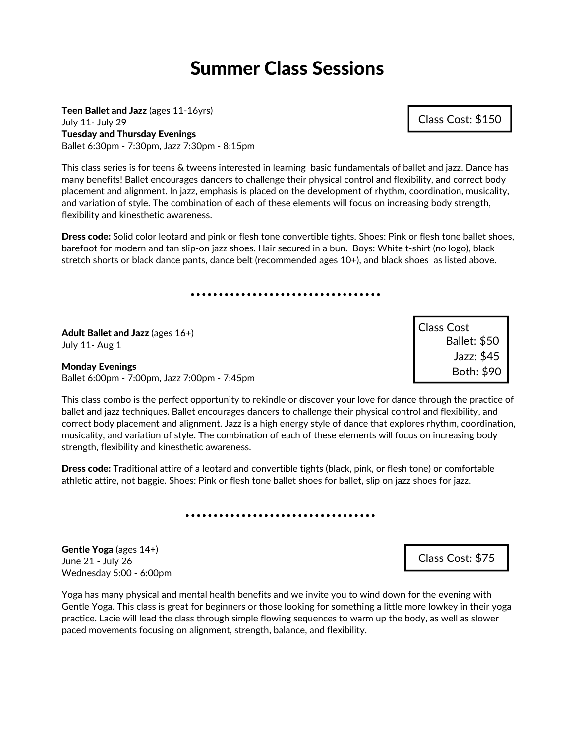# Summer Class Sessions

**Teen Ballet and Jazz** (ages 11-16yrs)
July 11- July 29
**Tuesday and Thursday Evenings**
Ballet 6:30pm - 7:30pm, Jazz 7:30pm - 8:15pm

Class Cost: $150

This class series is for teens & tweens interested in learning basic fundamentals of ballet and jazz. Dance has many benefits! Ballet encourages dancers to challenge their physical control and flexibility, and correct body placement and alignment. In jazz, emphasis is placed on the development of rhythm, coordination, musicality, and variation of style. The combination of each of these elements will focus on increasing body strength, flexibility and kinesthetic awareness.

**Dress code:** Solid color leotard and pink or flesh tone convertible tights. Shoes: Pink or flesh tone ballet shoes, barefoot for modern and tan slip-on jazz shoes. Hair secured in a bun. Boys: White t-shirt (no logo), black stretch shorts or black dance pants, dance belt (recommended ages 10+), and black shoes as listed above.

••••••••••••••••••••••••••••••••

**Adult Ballet and Jazz** (ages 16+)
July 11- Aug 1

**Monday Evenings**
Ballet 6:00pm - 7:00pm, Jazz 7:00pm - 7:45pm

Class Cost
Ballet: $50
Jazz: $45
Both: $90

This class combo is the perfect opportunity to rekindle or discover your love for dance through the practice of ballet and jazz techniques. Ballet encourages dancers to challenge their physical control and flexibility, and correct body placement and alignment. Jazz is a high energy style of dance that explores rhythm, coordination, musicality, and variation of style. The combination of each of these elements will focus on increasing body strength, flexibility and kinesthetic awareness.

**Dress code:** Traditional attire of a leotard and convertible tights (black, pink, or flesh tone) or comfortable athletic attire, not baggie. Shoes: Pink or flesh tone ballet shoes for ballet, slip on jazz shoes for jazz.

••••••••••••••••••••••••••••••••

**Gentle Yoga** (ages 14+)
June 21 - July 26
Wednesday 5:00 - 6:00pm

Class Cost: $75

Yoga has many physical and mental health benefits and we invite you to wind down for the evening with Gentle Yoga. This class is great for beginners or those looking for something a little more lowkey in their yoga practice. Lacie will lead the class through simple flowing sequences to warm up the body, as well as slower paced movements focusing on alignment, strength, balance, and flexibility.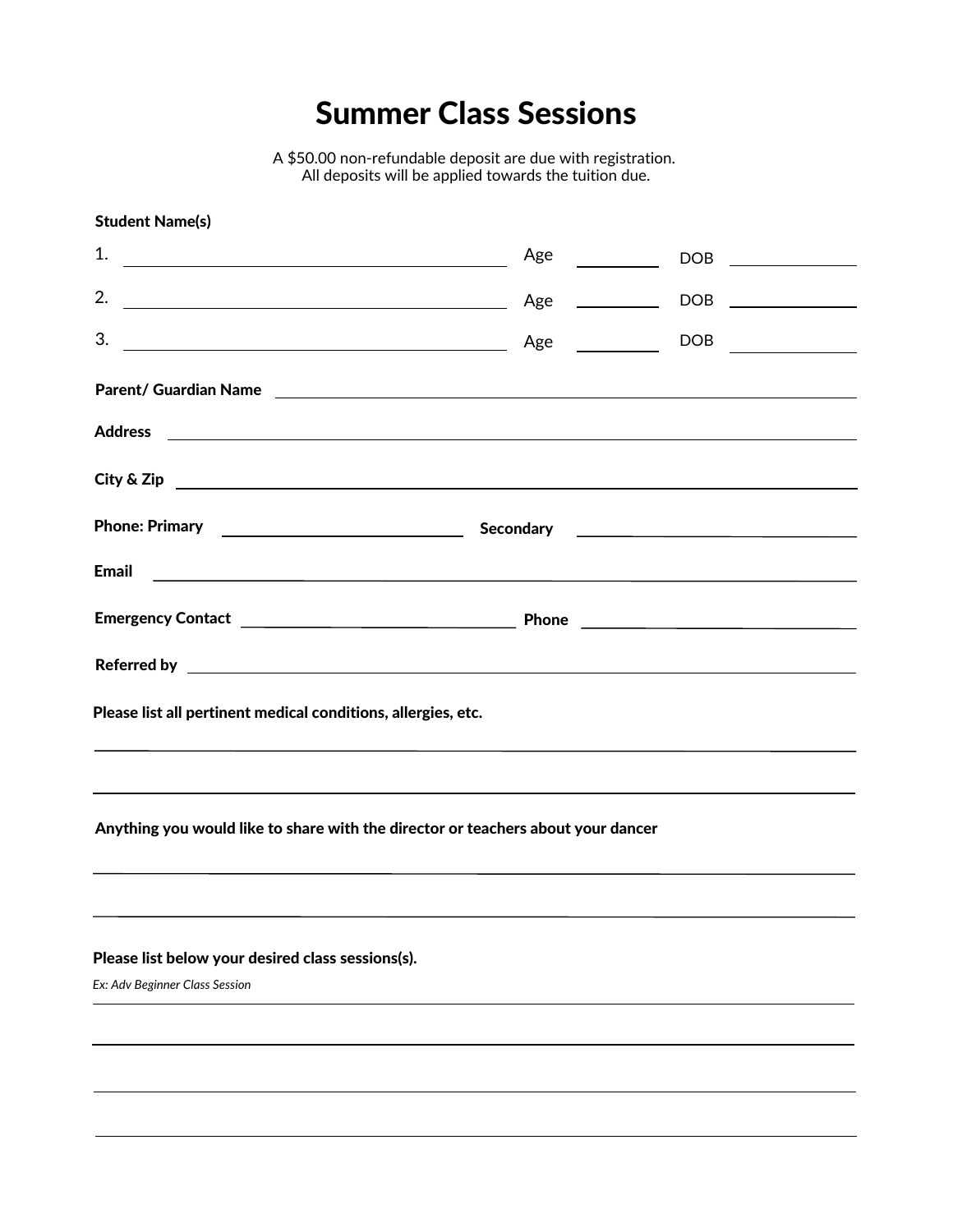# Summer Class Sessions

A $50.00 non-refundable deposit are due with registration.
All deposits will be applied towards the tuition due.

**Student Name(s)**

1. ______________________________ Age ________ DOB ________
2. ______________________________ Age ________ DOB ________
3. ______________________________ Age ________ DOB ________

**Parent/ Guardian Name** ______________________________

**Address** ______________________________

**City & Zip** ______________________________

**Phone: Primary** ______________________________ **Secondary** ______________________________

**Email** ______________________________

**Emergency Contact** ______________________________ **Phone** ______________________________

**Referred by** ______________________________

**Please list all pertinent medical conditions, allergies, etc.**

______________________________

______________________________

**Anything you would like to share with the director or teachers about your dancer**

______________________________

______________________________

**Please list below your desired class sessions(s).**

*Ex: Adv Beginner Class Session*

______________________________

______________________________

______________________________

______________________________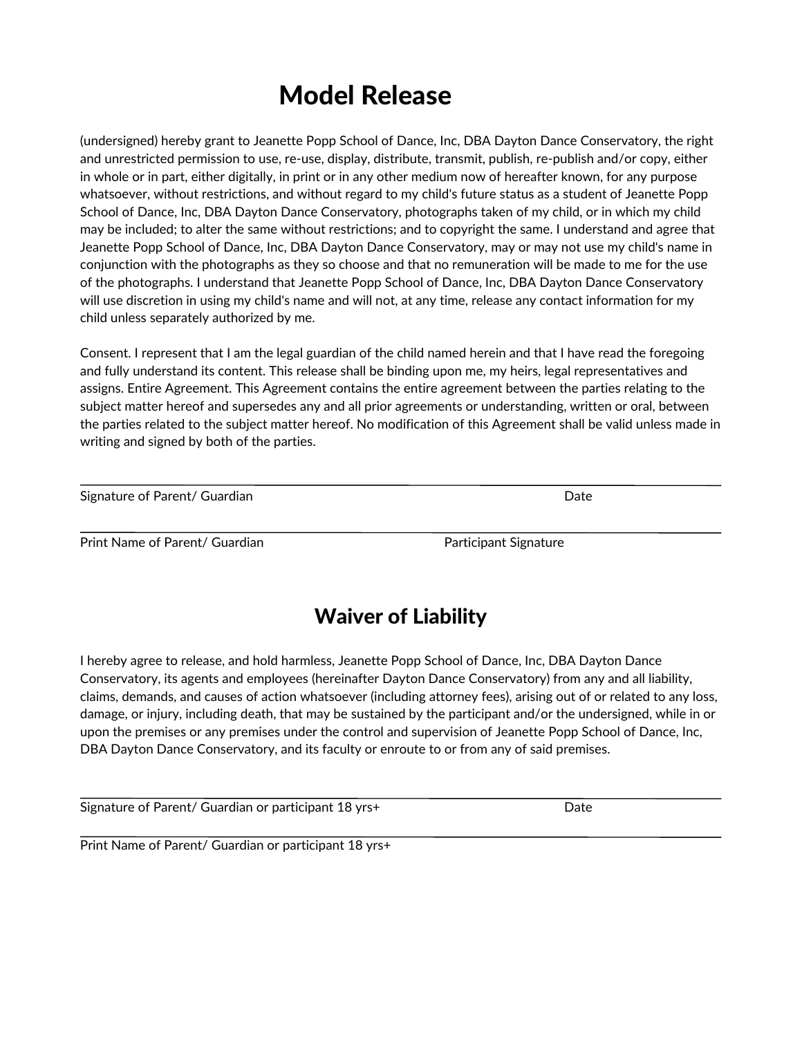# Model Release

(undersigned) hereby grant to Jeanette Popp School of Dance, Inc, DBA Dayton Dance Conservatory, the right and unrestricted permission to use, re-use, display, distribute, transmit, publish, re-publish and/or copy, either in whole or in part, either digitally, in print or in any other medium now of hereafter known, for any purpose whatsoever, without restrictions, and without regard to my child's future status as a student of Jeanette Popp School of Dance, Inc, DBA Dayton Dance Conservatory, photographs taken of my child, or in which my child may be included; to alter the same without restrictions; and to copyright the same. I understand and agree that Jeanette Popp School of Dance, Inc, DBA Dayton Dance Conservatory, may or may not use my child's name in conjunction with the photographs as they so choose and that no remuneration will be made to me for the use of the photographs. I understand that Jeanette Popp School of Dance, Inc, DBA Dayton Dance Conservatory will use discretion in using my child's name and will not, at any time, release any contact information for my child unless separately authorized by me.

Consent. I represent that I am the legal guardian of the child named herein and that I have read the foregoing and fully understand its content. This release shall be binding upon me, my heirs, legal representatives and assigns. Entire Agreement. This Agreement contains the entire agreement between the parties relating to the subject matter hereof and supersedes any and all prior agreements or understanding, written or oral, between the parties related to the subject matter hereof. No modification of this Agreement shall be valid unless made in writing and signed by both of the parties.

______________________________________________________________________

Signature of Parent/ Guardian                                                        Date

______________________________________________________________________

Print Name of Parent/ Guardian                                        Participant Signature

# Waiver of Liability

I hereby agree to release, and hold harmless, Jeanette Popp School of Dance, Inc, DBA Dayton Dance Conservatory, its agents and employees (hereinafter Dayton Dance Conservatory) from any and all liability, claims, demands, and causes of action whatsoever (including attorney fees), arising out of or related to any loss, damage, or injury, including death, that may be sustained by the participant and/or the undersigned, while in or upon the premises or any premises under the control and supervision of Jeanette Popp School of Dance, Inc, DBA Dayton Dance Conservatory, and its faculty or enroute to or from any of said premises.

______________________________________________________________________

Signature of Parent/ Guardian or participant 18 yrs+                              Date

______________________________________________________________________

Print Name of Parent/ Guardian or participant 18 yrs+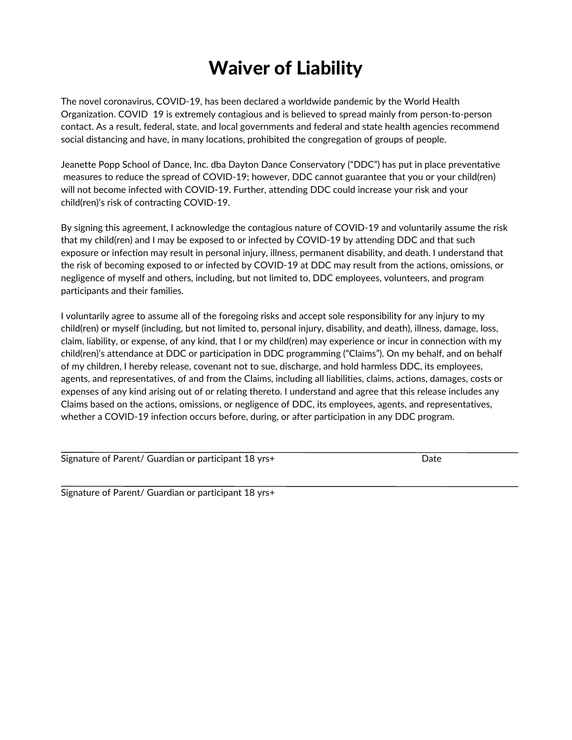# Waiver of Liability

The novel coronavirus, COVID-19, has been declared a worldwide pandemic by the World Health Organization. COVID 19 is extremely contagious and is believed to spread mainly from person-to-person contact. As a result, federal, state, and local governments and federal and state health agencies recommend social distancing and have, in many locations, prohibited the congregation of groups of people.

Jeanette Popp School of Dance, Inc. dba Dayton Dance Conservatory ("DDC") has put in place preventative measures to reduce the spread of COVID-19; however, DDC cannot guarantee that you or your child(ren) will not become infected with COVID-19. Further, attending DDC could increase your risk and your child(ren)'s risk of contracting COVID-19.

By signing this agreement, I acknowledge the contagious nature of COVID-19 and voluntarily assume the risk that my child(ren) and I may be exposed to or infected by COVID-19 by attending DDC and that such exposure or infection may result in personal injury, illness, permanent disability, and death. I understand that the risk of becoming exposed to or infected by COVID-19 at DDC may result from the actions, omissions, or negligence of myself and others, including, but not limited to, DDC employees, volunteers, and program participants and their families.

I voluntarily agree to assume all of the foregoing risks and accept sole responsibility for any injury to my child(ren) or myself (including, but not limited to, personal injury, disability, and death), illness, damage, loss, claim, liability, or expense, of any kind, that I or my child(ren) may experience or incur in connection with my child(ren)'s attendance at DDC or participation in DDC programming ("Claims"). On my behalf, and on behalf of my children, I hereby release, covenant not to sue, discharge, and hold harmless DDC, its employees, agents, and representatives, of and from the Claims, including all liabilities, claims, actions, damages, costs or expenses of any kind arising out of or relating thereto. I understand and agree that this release includes any Claims based on the actions, omissions, or negligence of DDC, its employees, agents, and representatives, whether a COVID-19 infection occurs before, during, or after participation in any DDC program.

______________________________________________________________________

Signature of Parent/ Guardian or participant 18 yrs+ Date

______________________________________________________________________

Signature of Parent/ Guardian or participant 18 yrs+